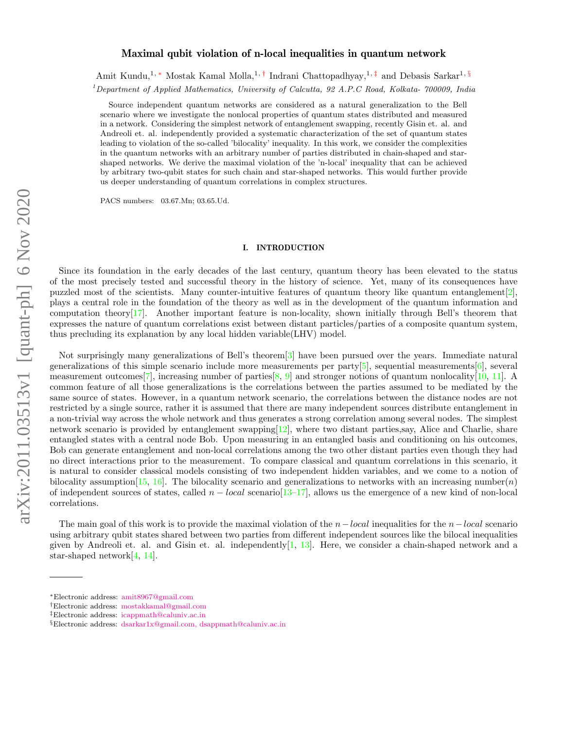# Maximal qubit violation of n-local inequalities in quantum network

Amit Kundu,[1,*] Mostak Kamal Molla,[1,†] Indrani Chattopadhyay,[1,‡] and Debasis Sarkar[1,§]

[1]Department of Applied Mathematics, University of Calcutta, 92 A.P.C Road, Kolkata- 700009, India

Source independent quantum networks are considered as a natural generalization to the Bell scenario where we investigate the nonlocal properties of quantum states distributed and measured in a network. Considering the simplest network of entanglement swapping, recently Gisin et. al. and Andreoli et. al. independently provided a systematic characterization of the set of quantum states leading to violation of the so-called 'bilocality' inequality. In this work, we consider the complexities in the quantum networks with an arbitrary number of parties distributed in chain-shaped and star-shaped networks. We derive the maximal violation of the 'n-local' inequality that can be achieved by arbitrary two-qubit states for such chain and star-shaped networks. This would further provide us deeper understanding of quantum correlations in complex structures.

PACS numbers: 03.67.Mn; 03.65.Ud.

## I. INTRODUCTION

Since its foundation in the early decades of the last century, quantum theory has been elevated to the status of the most precisely tested and successful theory in the history of science. Yet, many of its consequences have puzzled most of the scientists. Many counter-intuitive features of quantum theory like quantum entanglement[2], plays a central role in the foundation of the theory as well as in the development of the quantum information and computation theory[17]. Another important feature is non-locality, shown initially through Bell's theorem that expresses the nature of quantum correlations exist between distant particles/parties of a composite quantum system, thus precluding its explanation by any local hidden variable(LHV) model.

Not surprisingly many generalizations of Bell's theorem[3] have been pursued over the years. Immediate natural generalizations of this simple scenario include more measurements per party[5], sequential measurements[6], several measurement outcomes[7], increasing number of parties[8, 9] and stronger notions of quantum nonlocality[10, 11]. A common feature of all those generalizations is the correlations between the parties assumed to be mediated by the same source of states. However, in a quantum network scenario, the correlations between the distance nodes are not restricted by a single source, rather it is assumed that there are many independent sources distribute entanglement in a non-trivial way across the whole network and thus generates a strong correlation among several nodes. The simplest network scenario is provided by entanglement swapping[12], where two distant parties,say, Alice and Charlie, share entangled states with a central node Bob. Upon measuring in an entangled basis and conditioning on his outcomes, Bob can generate entanglement and non-local correlations among the two other distant parties even though they had no direct interactions prior to the measurement. To compare classical and quantum correlations in this scenario, it is natural to consider classical models consisting of two independent hidden variables, and we come to a notion of bilocality assumption[15, 16]. The bilocality scenario and generalizations to networks with an increasing number($n$) of independent sources of states, called $n-local$ scenario[13–17], allows us the emergence of a new kind of non-local correlations.

The main goal of this work is to provide the maximal violation of the $n-local$ inequalities for the $n-local$ scenario using arbitrary qubit states shared between two parties from different independent sources like the bilocal inequalities given by Andreoli et. al. and Gisin et. al. independently[1, 13]. Here, we consider a chain-shaped network and a star-shaped network[4, 14].

---

*Electronic address: amit8967@gmail.com
†Electronic address: mostakkamal@gmail.com
‡Electronic address: icappmath@caluniv.ac.in
§Electronic address: dsarkar1x@gmail.com, dsappmath@caluniv.ac.in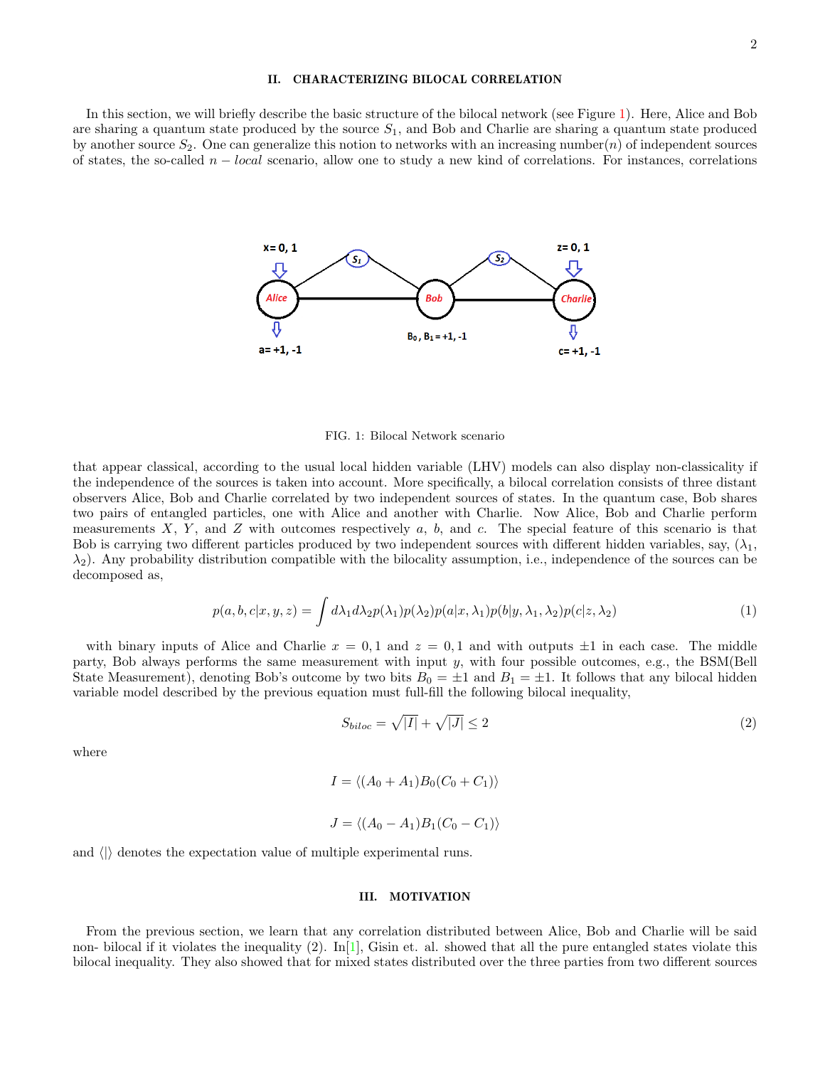## II. CHARACTERIZING BILOCAL CORRELATION

In this section, we will briefly describe the basic structure of the bilocal network (see Figure 1). Here, Alice and Bob are sharing a quantum state produced by the source $S_1$, and Bob and Charlie are sharing a quantum state produced by another source $S_2$. One can generalize this notion to networks with an increasing number($n$) of independent sources of states, the so-called $n-local$ scenario, allow one to study a new kind of correlations. For instances, correlations

FIG. 1: Bilocal Network scenario

that appear classical, according to the usual local hidden variable (LHV) models can also display non-classicality if the independence of the sources is taken into account. More specifically, a bilocal correlation consists of three distant observers Alice, Bob and Charlie correlated by two independent sources of states. In the quantum case, Bob shares two pairs of entangled particles, one with Alice and another with Charlie. Now Alice, Bob and Charlie perform measurements $X$, $Y$, and $Z$ with outcomes respectively $a$, $b$, and $c$. The special feature of this scenario is that Bob is carrying two different particles produced by two independent sources with different hidden variables, say, ($\lambda_1$, $\lambda_2$). Any probability distribution compatible with the bilocality assumption, i.e., independence of the sources can be decomposed as,

$$p(a,b,c|x,y,z) = \int d\lambda_1 d\lambda_2 p(\lambda_1)p(\lambda_2)p(a|x,\lambda_1)p(b|y,\lambda_1,\lambda_2)p(c|z,\lambda_2) \tag{1}$$

with binary inputs of Alice and Charlie $x = 0,1$ and $z = 0,1$ and with outputs $\pm 1$ in each case. The middle party, Bob always performs the same measurement with input $y$, with four possible outcomes, e.g., the BSM(Bell State Measurement), denoting Bob's outcome by two bits $B_0 = \pm 1$ and $B_1 = \pm 1$. It follows that any bilocal hidden variable model described by the previous equation must full-fill the following bilocal inequality,

$$S_{biloc} = \sqrt{|I|} + \sqrt{|J|} \leq 2 \tag{2}$$

where

$$I = \langle (A_0 + A_1)B_0(C_0 + C_1) \rangle$$

$$J = \langle (A_0 - A_1)B_1(C_0 - C_1) \rangle$$

and $\langle | \rangle$ denotes the expectation value of multiple experimental runs.

## III. MOTIVATION

From the previous section, we learn that any correlation distributed between Alice, Bob and Charlie will be said non- bilocal if it violates the inequality (2). In[1], Gisin et. al. showed that all the pure entangled states violate this bilocal inequality. They also showed that for mixed states distributed over the three parties from two different sources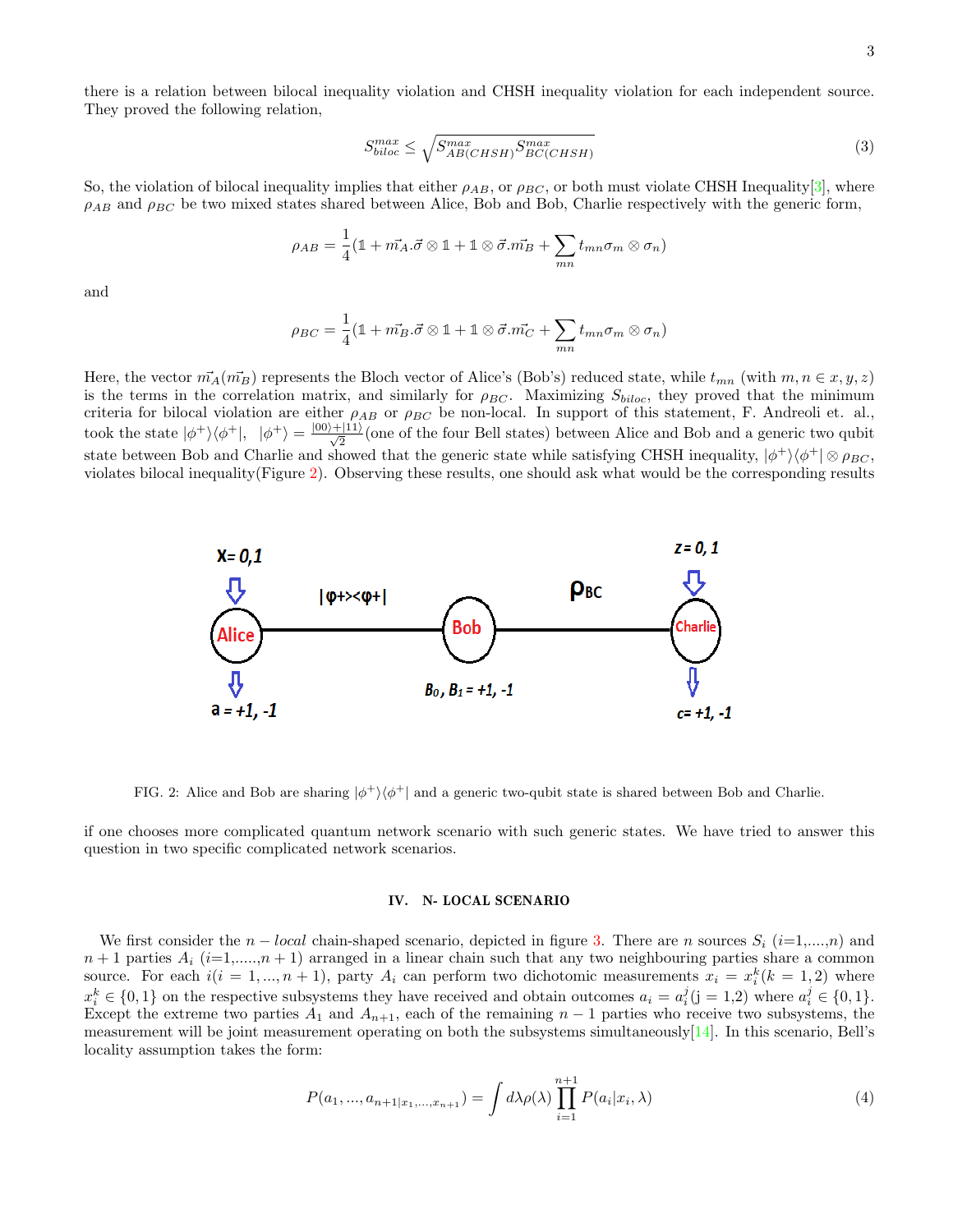there is a relation between bilocal inequality violation and CHSH inequality violation for each independent source. They proved the following relation,

$$S_{biloc}^{max} \leq \sqrt{S_{AB(CHSH)}^{max} S_{BC(CHSH)}^{max}} \tag{3}$$

So, the violation of bilocal inequality implies that either $\rho_{AB}$, or $\rho_{BC}$, or both must violate CHSH Inequality[3], where $\rho_{AB}$ and $\rho_{BC}$ be two mixed states shared between Alice, Bob and Bob, Charlie respectively with the generic form,

$$\rho_{AB} = \frac{1}{4}(\mathbb{1} + \vec{m_A}.\vec{\sigma} \otimes \mathbb{1} + \mathbb{1} \otimes \vec{\sigma}.\vec{m_B} + \sum_{mn} t_{mn}\sigma_m \otimes \sigma_n)$$

and

$$\rho_{BC} = \frac{1}{4}(\mathbb{1} + \vec{m_B}.\vec{\sigma} \otimes \mathbb{1} + \mathbb{1} \otimes \vec{\sigma}.\vec{m_C} + \sum_{mn} t_{mn}\sigma_m \otimes \sigma_n)$$

Here, the vector $\vec{m_A}(\vec{m_B})$ represents the Bloch vector of Alice's (Bob's) reduced state, while $t_{mn}$ (with $m, n \in x, y, z$) is the terms in the correlation matrix, and similarly for $\rho_{BC}$. Maximizing $S_{biloc}$, they proved that the minimum criteria for bilocal violation are either $\rho_{AB}$ or $\rho_{BC}$ be non-local. In support of this statement, F. Andreoli et. al., took the state $|\phi^+\rangle\langle\phi^+|$, $|\phi^+\rangle = \frac{|00\rangle+|11\rangle}{\sqrt{2}}$(one of the four Bell states) between Alice and Bob and a generic two qubit state between Bob and Charlie and showed that the generic state while satisfying CHSH inequality, $|\phi^+\rangle\langle\phi^+| \otimes \rho_{BC}$, violates bilocal inequality(Figure 2). Observing these results, one should ask what would be the corresponding results if one chooses more complicated quantum network scenario with such generic states. We have tried to answer this question in two specific complicated network scenarios.

FIG. 2: Alice and Bob are sharing $|\phi^+\rangle\langle\phi^+|$ and a generic two-qubit state is shared between Bob and Charlie.

## IV. N- LOCAL SCENARIO

We first consider the $n-local$ chain-shaped scenario, depicted in figure 3. There are $n$ sources $S_i$ ($i$=1,....,$n$) and $n+1$ parties $A_i$ ($i$=1,.....,$n+1$) arranged in a linear chain such that any two neighbouring parties share a common source. For each $i(i = 1, ..., n+1)$, party $A_i$ can perform two dichotomic measurements $x_i = x_i^k (k = 1, 2)$ where $x_i^k \in \{0, 1\}$ on the respective subsystems they have received and obtain outcomes $a_i = a_i^j$(j = 1,2) where $a_i^j \in \{0, 1\}$. Except the extreme two parties $A_1$ and $A_{n+1}$, each of the remaining $n-1$ parties who receive two subsystems, the measurement will be joint measurement operating on both the subsystems simultaneously[14]. In this scenario, Bell's locality assumption takes the form:

$$P(a_1, ..., a_{n+1|x_1,...,x_{n+1}}) = \int d\lambda \rho(\lambda) \prod_{i=1}^{n+1} P(a_i|x_i, \lambda) \tag{4}$$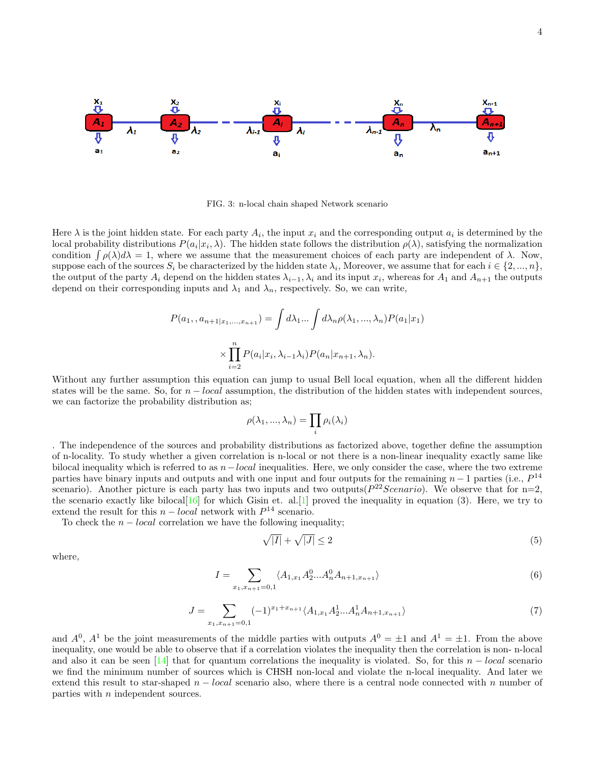FIG. 3: n-local chain shaped Network scenario

Here $\lambda$ is the joint hidden state. For each party $A_i$, the input $x_i$ and the corresponding output $a_i$ is determined by the local probability distributions $P(a_i|x_i,\lambda)$. The hidden state follows the distribution $\rho(\lambda)$, satisfying the normalization condition $\int \rho(\lambda)d\lambda = 1$, where we assume that the measurement choices of each party are independent of $\lambda$. Now, suppose each of the sources $S_i$ be characterized by the hidden state $\lambda_i$, Moreover, we assume that for each $i \in \{2,...,n\}$, the output of the party $A_i$ depend on the hidden states $\lambda_{i-1}, \lambda_i$ and its input $x_i$, whereas for $A_1$ and $A_{n+1}$ the outputs depend on their corresponding inputs and $\lambda_1$ and $\lambda_n$, respectively. So, we can write,

$$P(a_1,,a_{n+1|x_1,...,x_{n+1}}) = \int d\lambda_1...\int d\lambda_n \rho(\lambda_1,...,\lambda_n)P(a_1|x_1)$$

$$\times \prod_{i=2}^{n} P(a_i|x_i,\lambda_{i-1}\lambda_i)P(a_n|x_{n+1},\lambda_n).$$

Without any further assumption this equation can jump to usual Bell local equation, when all the different hidden states will be the same. So, for $n-local$ assumption, the distribution of the hidden states with independent sources, we can factorize the probability distribution as;

$$\rho(\lambda_1,...,\lambda_n) = \prod_i \rho_i(\lambda_i)$$

. The independence of the sources and probability distributions as factorized above, together define the assumption of n-locality. To study whether a given correlation is n-local or not there is a non-linear inequality exactly same like bilocal inequality which is referred to as $n-local$ inequalities. Here, we only consider the case, where the two extreme parties have binary inputs and outputs and with one input and four outputs for the remaining $n-1$ parties (i.e., $P^{14}$ scenario). Another picture is each party has two inputs and two outputs($P^{22} Scenario$). We observe that for n=2, the scenario exactly like bilocal[16] for which Gisin et. al.[1] proved the inequality in equation (3). Here, we try to extend the result for this $n-local$ network with $P^{14}$ scenario.

To check the $n-local$ correlation we have the following inequality;

$$\sqrt{|I|} + \sqrt{|J|} \leq 2 \tag{5}$$

where,

$$I = \sum_{x_1,x_{n+1}=0,1} \langle A_{1,x_1} A_2^0 ... A_n^0 A_{n+1,x_{n+1}} \rangle \tag{6}$$

$$J = \sum_{x_1,x_{n+1}=0,1} (-1)^{x_1+x_{n+1}} \langle A_{1,x_1} A_2^1 ... A_n^1 A_{n+1,x_{n+1}} \rangle \tag{7}$$

and $A^0$, $A^1$ be the joint measurements of the middle parties with outputs $A^0 = \pm 1$ and $A^1 = \pm 1$. From the above inequality, one would be able to observe that if a correlation violates the inequality then the correlation is non- n-local and also it can be seen [14] that for quantum correlations the inequality is violated. So, for this $n-local$ scenario we find the minimum number of sources which is CHSH non-local and violate the n-local inequality. And later we extend this result to star-shaped $n-local$ scenario also, where there is a central node connected with $n$ number of parties with $n$ independent sources.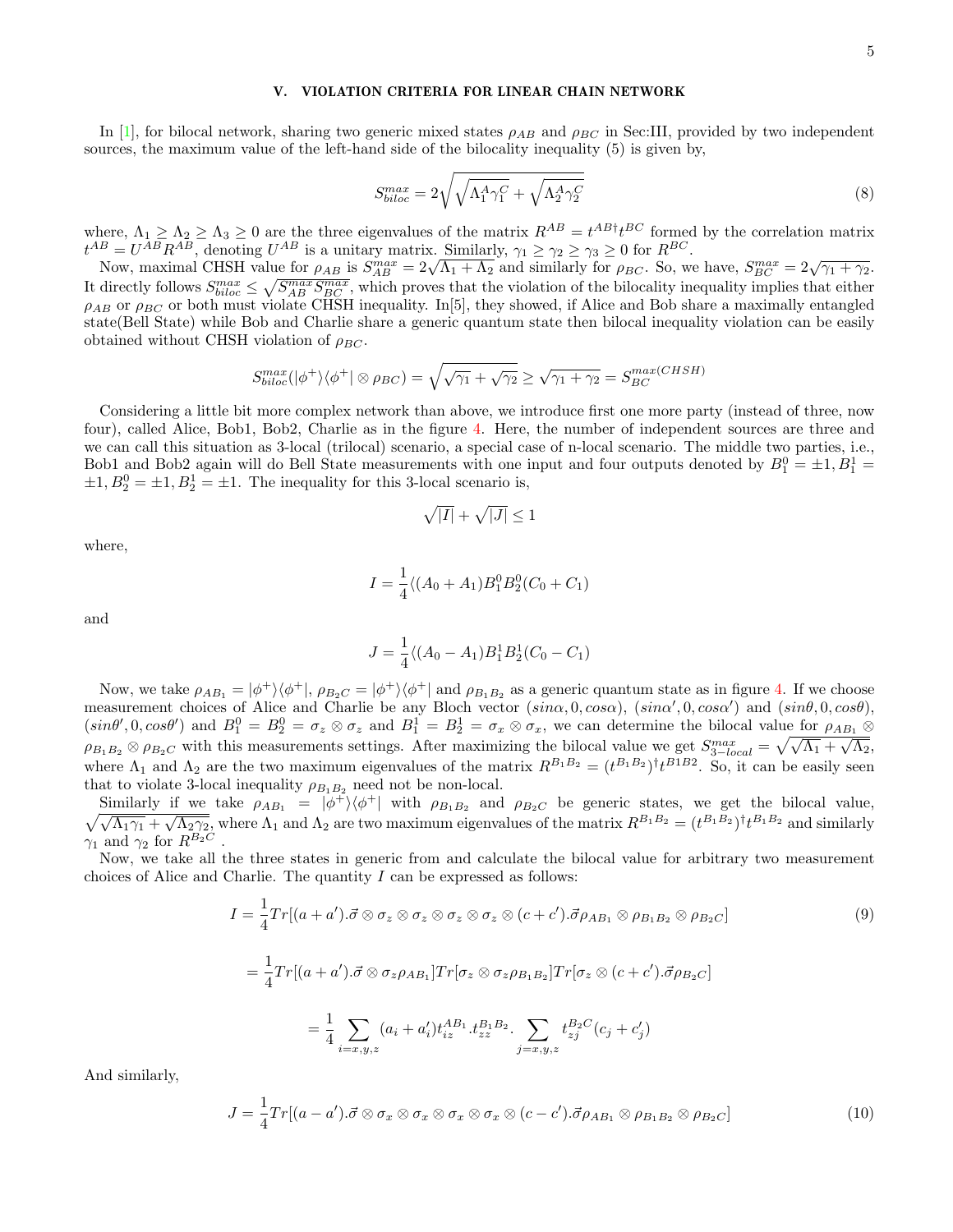## V. VIOLATION CRITERIA FOR LINEAR CHAIN NETWORK

In [1], for bilocal network, sharing two generic mixed states $\rho_{AB}$ and $\rho_{BC}$ in Sec:III, provided by two independent sources, the maximum value of the left-hand side of the bilocality inequality (5) is given by,

$$S_{biloc}^{max} = 2\sqrt{\sqrt{\Lambda_1^A \gamma_1^C} + \sqrt{\Lambda_2^A \gamma_2^C}} \tag{8}$$

where, $\Lambda_1 \geq \Lambda_2 \geq \Lambda_3 \geq 0$ are the three eigenvalues of the matrix $R^{AB} = t^{AB\dagger} t^{BC}$ formed by the correlation matrix $t^{AB} = U^{AB} R^{AB}$, denoting $U^{AB}$ is a unitary matrix. Similarly, $\gamma_1 \geq \gamma_2 \geq \gamma_3 \geq 0$ for $R^{BC}$.

Now, maximal CHSH value for $\rho_{AB}$ is $S_{AB}^{max} = 2\sqrt{\Lambda_1 + \Lambda_2}$ and similarly for $\rho_{BC}$. So, we have, $S_{BC}^{max} = 2\sqrt{\gamma_1 + \gamma_2}$. It directly follows $S_{biloc}^{max} \leq \sqrt{S_{AB}^{max} S_{BC}^{max}}$, which proves that the violation of the bilocality inequality implies that either $\rho_{AB}$ or $\rho_{BC}$ or both must violate CHSH inequality. In[5], they showed, if Alice and Bob share a maximally entangled state(Bell State) while Bob and Charlie share a generic quantum state then bilocal inequality violation can be easily obtained without CHSH violation of $\rho_{BC}$.

$$S_{biloc}^{max}(|\phi^+\rangle\langle\phi^+| \otimes \rho_{BC}) = \sqrt{\sqrt{\gamma_1} + \sqrt{\gamma_2}} \geq \sqrt{\gamma_1 + \gamma_2} = S_{BC}^{max(CHSH)}$$

Considering a little bit more complex network than above, we introduce first one more party (instead of three, now four), called Alice, Bob1, Bob2, Charlie as in the figure 4. Here, the number of independent sources are three and we can call this situation as 3-local (trilocal) scenario, a special case of n-local scenario. The middle two parties, i.e., Bob1 and Bob2 again will do Bell State measurements with one input and four outputs denoted by $B_1^0 = \pm 1, B_1^1 = \pm 1, B_2^0 = \pm 1, B_2^1 = \pm 1$. The inequality for this 3-local scenario is,

$$\sqrt{|I|} + \sqrt{|J|} \leq 1$$

where,

$$I = \frac{1}{4}\langle (A_0 + A_1) B_1^0 B_2^0 (C_0 + C_1) \rangle$$

and

$$J = \frac{1}{4}\langle (A_0 - A_1) B_1^1 B_2^1 (C_0 - C_1) \rangle$$

Now, we take $\rho_{AB_1} = |\phi^+\rangle\langle\phi^+|$, $\rho_{B_2C} = |\phi^+\rangle\langle\phi^+|$ and $\rho_{B_1B_2}$ as a generic quantum state as in figure 4. If we choose measurement choices of Alice and Charlie be any Bloch vector $(sin\alpha, 0, cos\alpha)$, $(sin\alpha', 0, cos\alpha')$ and $(sin\theta, 0, cos\theta)$, $(sin\theta', 0, cos\theta')$ and $B_1^0 = B_2^0 = \sigma_z \otimes \sigma_z$ and $B_1^1 = B_2^1 = \sigma_x \otimes \sigma_x$, we can determine the bilocal value for $\rho_{AB_1} \otimes \rho_{B_1B_2} \otimes \rho_{B_2C}$ with this measurements settings. After maximizing the bilocal value we get $S_{3-local}^{max} = \sqrt{\sqrt{\Lambda_1} + \sqrt{\Lambda_2}}$, where $\Lambda_1$ and $\Lambda_2$ are the two maximum eigenvalues of the matrix $R^{B_1B_2} = (t^{B_1B_2})^\dagger t^{B1B2}$. So, it can be easily seen that to violate 3-local inequality $\rho_{B_1B_2}$ need not be non-local.

Similarly if we take $\rho_{AB_1} = |\phi^+\rangle\langle\phi^+|$ with $\rho_{B_1B_2}$ and $\rho_{B_2C}$ be generic states, we get the bilocal value, $\sqrt{\sqrt{\Lambda_1\gamma_1} + \sqrt{\Lambda_2\gamma_2}}$, where $\Lambda_1$ and $\Lambda_2$ are two maximum eigenvalues of the matrix $R^{B_1B_2} = (t^{B_1B_2})^\dagger t^{B_1B_2}$ and similarly $\gamma_1$ and $\gamma_2$ for $R^{B_2C}$.

Now, we take all the three states in generic from and calculate the bilocal value for arbitrary two measurement choices of Alice and Charlie. The quantity $I$ can be expressed as follows:

$$I = \frac{1}{4} Tr[(a + a').\vec{\sigma} \otimes \sigma_z \otimes \sigma_z \otimes \sigma_z \otimes \sigma_z \otimes (c + c').\vec{\sigma} \rho_{AB_1} \otimes \rho_{B_1B_2} \otimes \rho_{B_2C}] \tag{9}$$

$$= \frac{1}{4} Tr[(a + a').\vec{\sigma} \otimes \sigma_z \rho_{AB_1}] Tr[\sigma_z \otimes \sigma_z \rho_{B_1B_2}] Tr[\sigma_z \otimes (c + c').\vec{\sigma} \rho_{B_2C}]$$

$$= \frac{1}{4} \sum_{i=x,y,z} (a_i + a'_i) t_{iz}^{AB_1} . t_{zz}^{B_1B_2} . \sum_{j=x,y,z} t_{zj}^{B_2C} (c_j + c'_j)$$

And similarly,

$$J = \frac{1}{4} Tr[(a - a').\vec{\sigma} \otimes \sigma_x \otimes \sigma_x \otimes \sigma_x \otimes \sigma_x \otimes (c - c').\vec{\sigma} \rho_{AB_1} \otimes \rho_{B_1B_2} \otimes \rho_{B_2C}] \tag{10}$$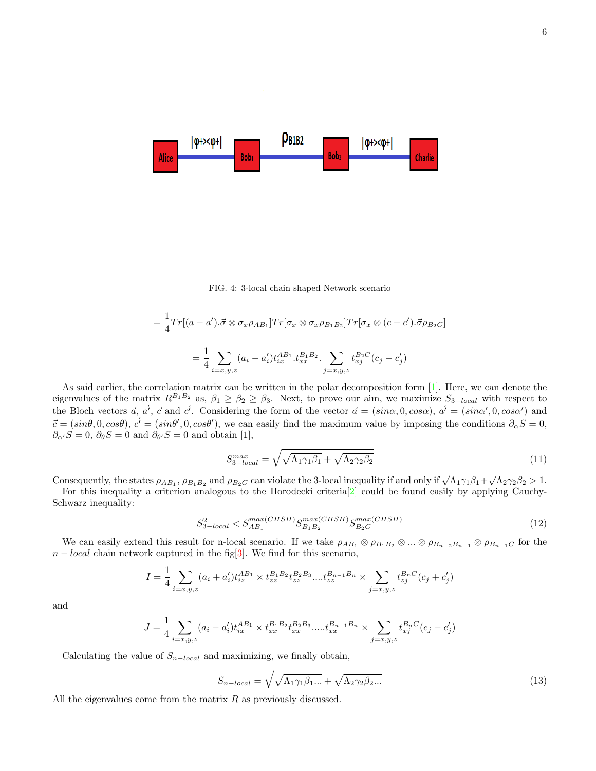FIG. 4: 3-local chain shaped Network scenario

$$= \frac{1}{4} Tr[(a-a').\vec{\sigma} \otimes \sigma_x \rho_{AB_1}] Tr[\sigma_x \otimes \sigma_x \rho_{B_1B_2}] Tr[\sigma_x \otimes (c-c').\vec{\sigma} \rho_{B_2C}]$$

$$= \frac{1}{4} \sum_{i=x,y,z} (a_i - a'_i) t_{ix}^{AB_1} . t_{xx}^{B_1B_2} . \sum_{j=x,y,z} t_{xj}^{B_2C} (c_j - c'_j)$$

As said earlier, the correlation matrix can be written in the polar decomposition form [1]. Here, we can denote the eigenvalues of the matrix $R^{B_1B_2}$ as, $\beta_1 \geq \beta_2 \geq \beta_3$. Next, to prove our aim, we maximize $S_{3-local}$ with respect to the Bloch vectors $\vec{a}$, $\vec{a'}$, $\vec{c}$ and $\vec{c'}$. Considering the form of the vector $\vec{a} = (sin\alpha, 0, cos\alpha)$, $\vec{a'} = (sin\alpha', 0, cos\alpha')$ and $\vec{c} = (sin\theta, 0, cos\theta)$, $\vec{c'} = (sin\theta', 0, cos\theta')$, we can easily find the maximum value by imposing the conditions $\partial_\alpha S = 0$, $\partial_{\alpha'} S = 0$, $\partial_\theta S = 0$ and $\partial_{\theta'} S = 0$ and obtain [1],

$$S_{3-local}^{max} = \sqrt{\sqrt{\Lambda_1 \gamma_1 \beta_1} + \sqrt{\Lambda_2 \gamma_2 \beta_2}} \tag{11}$$

Consequently, the states $\rho_{AB_1}$, $\rho_{B_1B_2}$ and $\rho_{B_2C}$ can violate the 3-local inequality if and only if $\sqrt{\Lambda_1 \gamma_1 \beta_1} + \sqrt{\Lambda_2 \gamma_2 \beta_2} > 1$.

For this inequality a criterion analogous to the Horodecki criteria[2] could be found easily by applying Cauchy-Schwarz inequality:

$$S_{3-local}^2 < S_{AB_1}^{max(CHSH)} S_{B_1B_2}^{max(CHSH)} S_{B_2C}^{max(CHSH)} \tag{12}$$

We can easily extend this result for n-local scenario. If we take $\rho_{AB_1} \otimes \rho_{B_1B_2} \otimes ... \otimes \rho_{B_{n-2}B_{n-1}} \otimes \rho_{B_{n-1}C}$ for the $n-local$ chain network captured in the fig[3]. We find for this scenario,

$$I = \frac{1}{4} \sum_{i=x,y,z} (a_i + a'_i) t_{iz}^{AB_1} \times t_{zz}^{B_1B_2} t_{zz}^{B_2B_3} .... t_{zz}^{B_{n-1}B_n} \times \sum_{j=x,y,z} t_{zj}^{B_nC} (c_j + c'_j)$$

and

$$J = \frac{1}{4} \sum_{i=x,y,z} (a_i - a'_i) t_{ix}^{AB_1} \times t_{xx}^{B_1B_2} t_{xx}^{B_2B_3} ..... t_{xx}^{B_{n-1}B_n} \times \sum_{j=x,y,z} t_{xj}^{B_nC} (c_j - c'_j)$$

Calculating the value of $S_{n-local}$ and maximizing, we finally obtain,

$$S_{n-local} = \sqrt{\sqrt{\Lambda_1 \gamma_1 \beta_1 ...} + \sqrt{\Lambda_2 \gamma_2 \beta_2 ...}} \tag{13}$$

All the eigenvalues come from the matrix $R$ as previously discussed.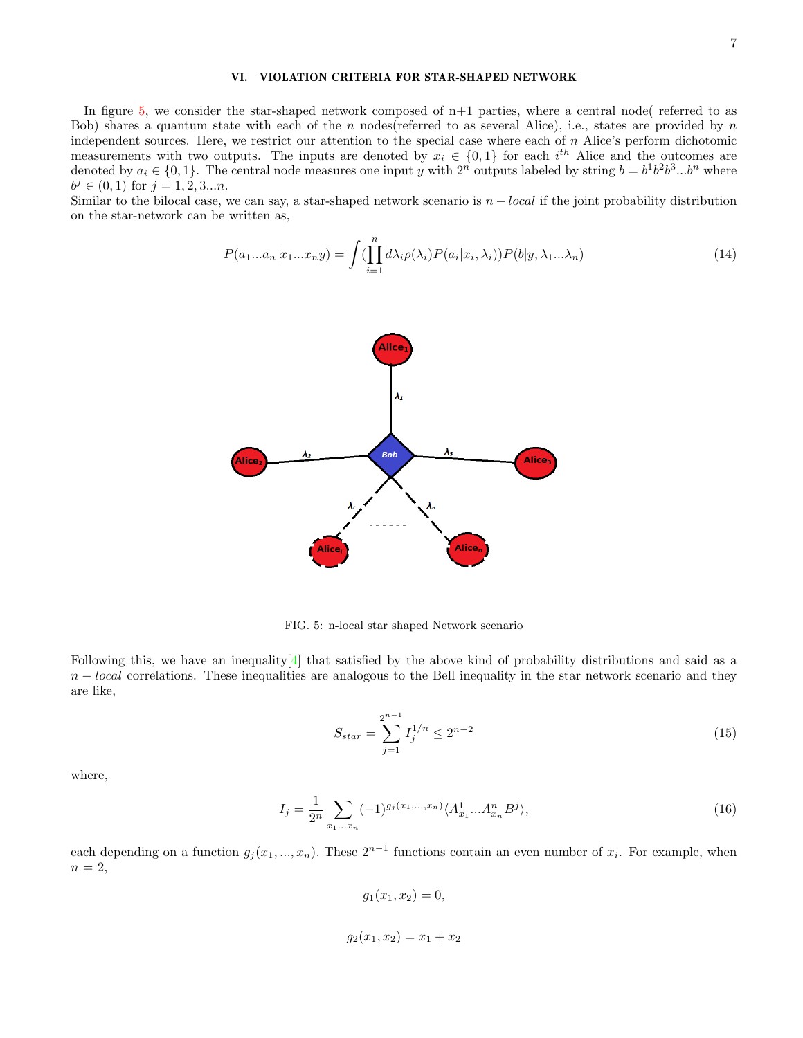## VI. VIOLATION CRITERIA FOR STAR-SHAPED NETWORK

In figure 5, we consider the star-shaped network composed of n+1 parties, where a central node( referred to as Bob) shares a quantum state with each of the $n$ nodes(referred to as several Alice), i.e., states are provided by $n$ independent sources. Here, we restrict our attention to the special case where each of $n$ Alice's perform dichotomic measurements with two outputs. The inputs are denoted by $x_i \in \{0,1\}$ for each $i^{th}$ Alice and the outcomes are denoted by $a_i \in \{0,1\}$. The central node measures one input $y$ with $2^n$ outputs labeled by string $b = b^1 b^2 b^3 ... b^n$ where $b^j \in (0,1)$ for $j = 1,2,3...n$.
Similar to the bilocal case, we can say, a star-shaped network scenario is $n - local$ if the joint probability distribution on the star-network can be written as,

$$P(a_1...a_n|x_1...x_n y) = \int (\prod_{i=1}^{n} d\lambda_i \rho(\lambda_i) P(a_i|x_i, \lambda_i)) P(b|y, \lambda_1...\lambda_n) \tag{14}$$

FIG. 5: n-local star shaped Network scenario

Following this, we have an inequality[4] that satisfied by the above kind of probability distributions and said as a $n - local$ correlations. These inequalities are analogous to the Bell inequality in the star network scenario and they are like,

$$S_{star} = \sum_{j=1}^{2^{n-1}} I_j^{1/n} \leq 2^{n-2} \tag{15}$$

where,

$$I_j = \frac{1}{2^n} \sum_{x_1...x_n} (-1)^{g_j(x_1,...,x_n)} \langle A^1_{x_1} ... A^n_{x_n} B^j \rangle, \tag{16}$$

each depending on a function $g_j(x_1, ..., x_n)$. These $2^{n-1}$ functions contain an even number of $x_i$. For example, when $n = 2$,

$$g_1(x_1, x_2) = 0,$$

$$g_2(x_1, x_2) = x_1 + x_2$$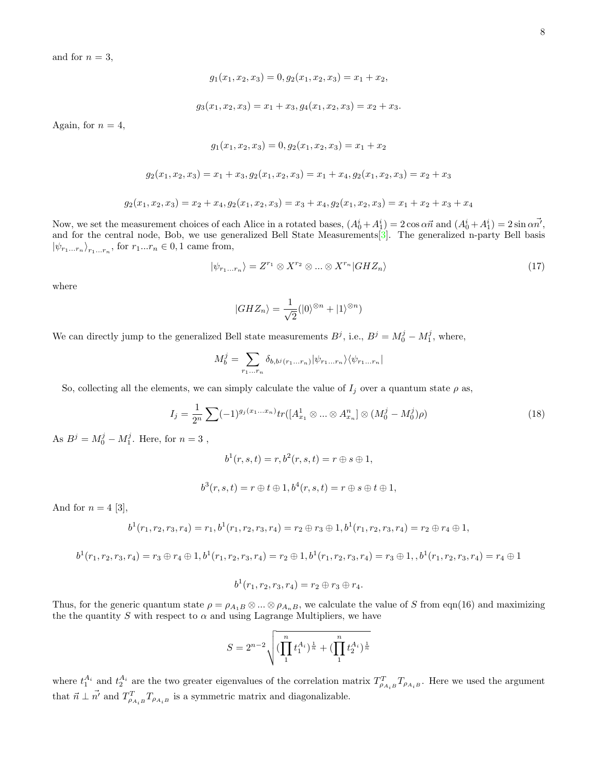and for $n = 3$,

$$g_1(x_1, x_2, x_3) = 0, g_2(x_1, x_2, x_3) = x_1 + x_2,$$

$$g_3(x_1, x_2, x_3) = x_1 + x_3, g_4(x_1, x_2, x_3) = x_2 + x_3.$$

Again, for $n = 4$,

$$g_1(x_1, x_2, x_3) = 0, g_2(x_1, x_2, x_3) = x_1 + x_2$$

$$g_2(x_1, x_2, x_3) = x_1 + x_3, g_2(x_1, x_2, x_3) = x_1 + x_4, g_2(x_1, x_2, x_3) = x_2 + x_3$$

$$g_2(x_1, x_2, x_3) = x_2 + x_4, g_2(x_1, x_2, x_3) = x_3 + x_4, g_2(x_1, x_2, x_3) = x_1 + x_2 + x_3 + x_4$$

Now, we set the measurement choices of each Alice in a rotated bases, $(A_0^i + A_1^i) = 2\cos\alpha\vec{n}$ and $(A_0^i + A_1^i) = 2\sin\alpha\vec{n'}$, and for the central node, Bob, we use generalized Bell State Measurements[3]. The generalized n-party Bell basis $|\psi_{r_1 \ldots r_n}\rangle_{r_1 \ldots r_n}$, for $r_1 \ldots r_n \in 0, 1$ came from,

$$|\psi_{r_1 \ldots r_n}\rangle = Z^{r_1} \otimes X^{r_2} \otimes \ldots \otimes X^{r_n} |GHZ_n\rangle \tag{17}$$

where

$$|GHZ_n\rangle = \frac{1}{\sqrt{2}}(|0\rangle^{\otimes n} + |1\rangle^{\otimes n})$$

We can directly jump to the generalized Bell state measurements $B^j$, i.e., $B^j = M_0^j - M_1^j$, where,

$$M_b^j = \sum_{r_1 \ldots r_n} \delta_{b, b^j(r_1 \ldots r_n)} |\psi_{r_1 \ldots r_n}\rangle\langle\psi_{r_1 \ldots r_n}|$$

So, collecting all the elements, we can simply calculate the value of $I_j$ over a quantum state $\rho$ as,

$$I_j = \frac{1}{2^n} \sum (-1)^{g_j(x_1 \ldots x_n)} tr([A_{x_1}^1 \otimes \ldots \otimes A_{x_n}^n] \otimes (M_0^j - M_0^j)\rho) \tag{18}$$

As $B^j = M_0^j - M_1^j$. Here, for $n = 3$ ,

$$b^1(r, s, t) = r, b^2(r, s, t) = r \oplus s \oplus 1,$$

$$b^3(r, s, t) = r \oplus t \oplus 1, b^4(r, s, t) = r \oplus s \oplus t \oplus 1,$$

And for $n = 4$ [3],

$$b^1(r_1, r_2, r_3, r_4) = r_1, b^1(r_1, r_2, r_3, r_4) = r_2 \oplus r_3 \oplus 1, b^1(r_1, r_2, r_3, r_4) = r_2 \oplus r_4 \oplus 1,$$

$$b^1(r_1, r_2, r_3, r_4) = r_3 \oplus r_4 \oplus 1, b^1(r_1, r_2, r_3, r_4) = r_2 \oplus 1, b^1(r_1, r_2, r_3, r_4) = r_3 \oplus 1, , b^1(r_1, r_2, r_3, r_4) = r_4 \oplus 1$$

$$b^1(r_1, r_2, r_3, r_4) = r_2 \oplus r_3 \oplus r_4.$$

Thus, for the generic quantum state $\rho = \rho_{A_1B} \otimes \ldots \otimes \rho_{A_nB}$, we calculate the value of $S$ from eqn(16) and maximizing the the quantity $S$ with respect to $\alpha$ and using Lagrange Multipliers, we have

$$S = 2^{n-2} \sqrt{(\prod_1^n t_1^{A_i})^{\frac{1}{n}} + (\prod_1^n t_2^{A_i})^{\frac{1}{n}}}$$

where $t_1^{A_i}$ and $t_2^{A_i}$ are the two greater eigenvalues of the correlation matrix $T_{\rho_{A_iB}}^T T_{\rho_{A_iB}}$. Here we used the argument that $\vec{n} \perp \vec{n'}$ and $T_{\rho_{A_iB}}^T T_{\rho_{A_iB}}$ is a symmetric matrix and diagonalizable.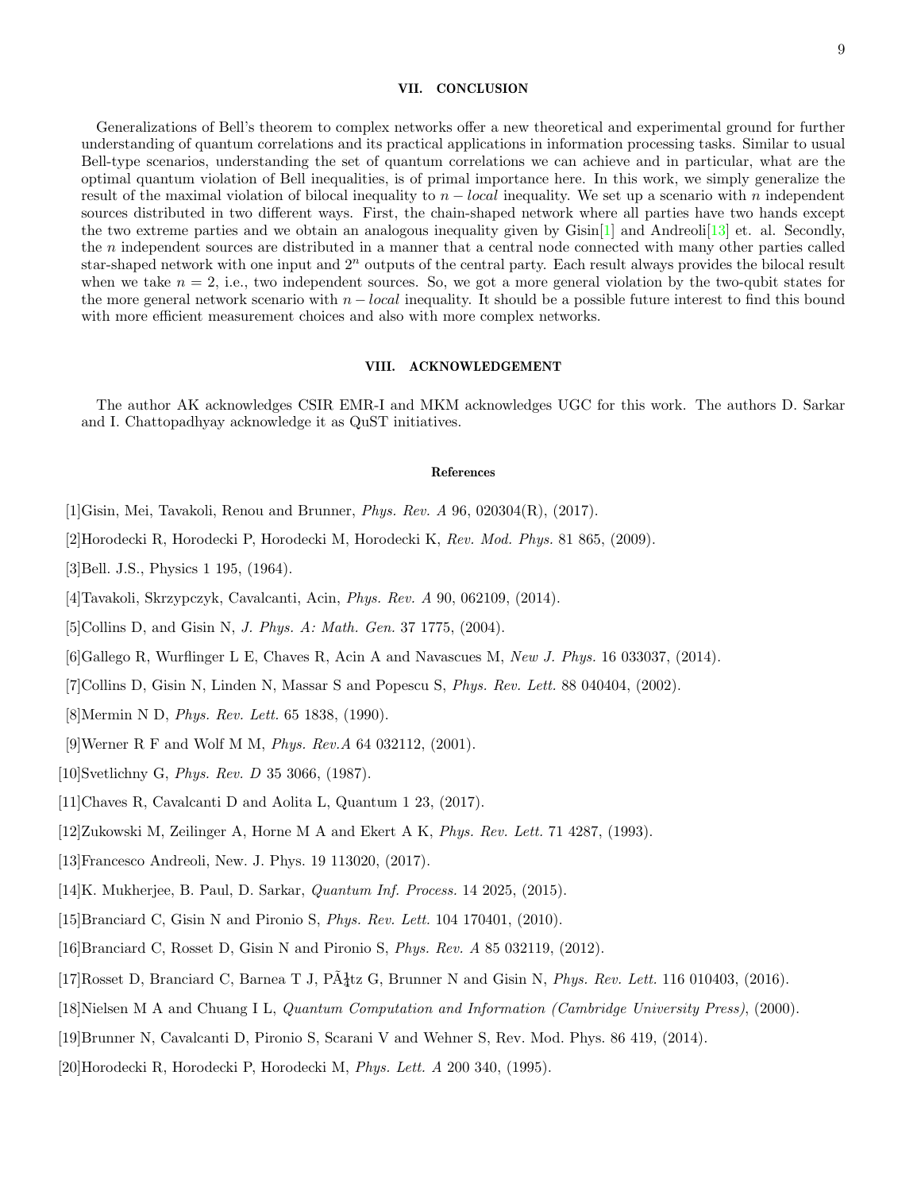## VII. CONCLUSION

Generalizations of Bell's theorem to complex networks offer a new theoretical and experimental ground for further understanding of quantum correlations and its practical applications in information processing tasks. Similar to usual Bell-type scenarios, understanding the set of quantum correlations we can achieve and in particular, what are the optimal quantum violation of Bell inequalities, is of primal importance here. In this work, we simply generalize the result of the maximal violation of bilocal inequality to $n-local$ inequality. We set up a scenario with $n$ independent sources distributed in two different ways. First, the chain-shaped network where all parties have two hands except the two extreme parties and we obtain an analogous inequality given by Gisin[1] and Andreoli[13] et. al. Secondly, the $n$ independent sources are distributed in a manner that a central node connected with many other parties called star-shaped network with one input and $2^n$ outputs of the central party. Each result always provides the bilocal result when we take $n = 2$, i.e., two independent sources. So, we got a more general violation by the two-qubit states for the more general network scenario with $n-local$ inequality. It should be a possible future interest to find this bound with more efficient measurement choices and also with more complex networks.

## VIII. ACKNOWLEDGEMENT

The author AK acknowledges CSIR EMR-I and MKM acknowledges UGC for this work. The authors D. Sarkar and I. Chattopadhyay acknowledge it as QuST initiatives.

### References

[1]Gisin, Mei, Tavakoli, Renou and Brunner, *Phys. Rev. A* 96, 020304(R), (2017).

[2]Horodecki R, Horodecki P, Horodecki M, Horodecki K, *Rev. Mod. Phys.* 81 865, (2009).

[3]Bell. J.S., Physics 1 195, (1964).

[4]Tavakoli, Skrzypczyk, Cavalcanti, Acin, *Phys. Rev. A* 90, 062109, (2014).

[5]Collins D, and Gisin N, *J. Phys. A: Math. Gen.* 37 1775, (2004).

[6]Gallego R, Wurflinger L E, Chaves R, Acin A and Navascues M, *New J. Phys.* 16 033037, (2014).

[7]Collins D, Gisin N, Linden N, Massar S and Popescu S, *Phys. Rev. Lett.* 88 040404, (2002).

[8]Mermin N D, *Phys. Rev. Lett.* 65 1838, (1990).

[9]Werner R F and Wolf M M, *Phys. Rev.A* 64 032112, (2001).

[10]Svetlichny G, *Phys. Rev. D* 35 3066, (1987).

[11]Chaves R, Cavalcanti D and Aolita L, Quantum 1 23, (2017).

[12]Zukowski M, Zeilinger A, Horne M A and Ekert A K, *Phys. Rev. Lett.* 71 4287, (1993).

[13]Francesco Andreoli, New. J. Phys. 19 113020, (2017).

[14]K. Mukherjee, B. Paul, D. Sarkar, *Quantum Inf. Process.* 14 2025, (2015).

[15]Branciard C, Gisin N and Pironio S, *Phys. Rev. Lett.* 104 170401, (2010).

[16]Branciard C, Rosset D, Gisin N and Pironio S, *Phys. Rev. A* 85 032119, (2012).

[17]Rosset D, Branciard C, Barnea T J, PÃ¼tz G, Brunner N and Gisin N, *Phys. Rev. Lett.* 116 010403, (2016).

[18]Nielsen M A and Chuang I L, *Quantum Computation and Information (Cambridge University Press)*, (2000).

[19]Brunner N, Cavalcanti D, Pironio S, Scarani V and Wehner S, Rev. Mod. Phys. 86 419, (2014).

[20]Horodecki R, Horodecki P, Horodecki M, *Phys. Lett. A* 200 340, (1995).